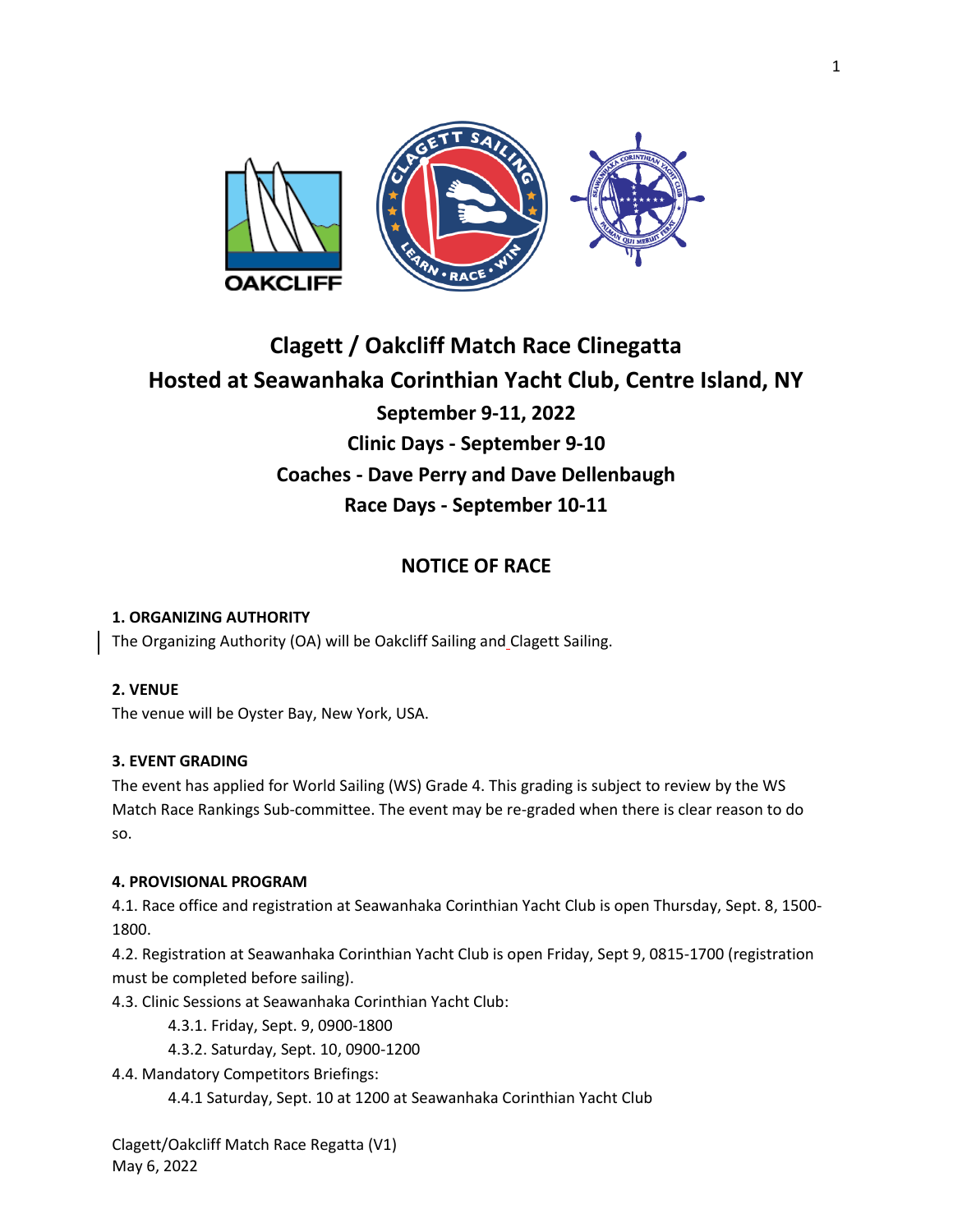# Clagett / Oakcliff Match Race Clinegatta
## Hosted at Seawanhaka Corinthian Yacht Club, Centre Island, NY
### September 9-11, 2022
### Clinic Days - September 9-10
### Coaches - Dave Perry and Dave Dellenbaugh
### Race Days - September 10-11

## NOTICE OF RACE

**1. ORGANIZING AUTHORITY**

The Organizing Authority (OA) will be Oakcliff Sailing and Clagett Sailing.

**2. VENUE**

The venue will be Oyster Bay, New York, USA.

**3. EVENT GRADING**

The event has applied for World Sailing (WS) Grade 4. This grading is subject to review by the WS Match Race Rankings Sub-committee. The event may be re-graded when there is clear reason to do so.

**4. PROVISIONAL PROGRAM**

4.1. Race office and registration at Seawanhaka Corinthian Yacht Club is open Thursday, Sept. 8, 1500-1800.

4.2. Registration at Seawanhaka Corinthian Yacht Club is open Friday, Sept 9, 0815-1700 (registration must be completed before sailing).

4.3. Clinic Sessions at Seawanhaka Corinthian Yacht Club:

- 4.3.1. Friday, Sept. 9, 0900-1800
- 4.3.2. Saturday, Sept. 10, 0900-1200

4.4. Mandatory Competitors Briefings:

- 4.4.1 Saturday, Sept. 10 at 1200 at Seawanhaka Corinthian Yacht Club

Clagett/Oakcliff Match Race Regatta (V1)
May 6, 2022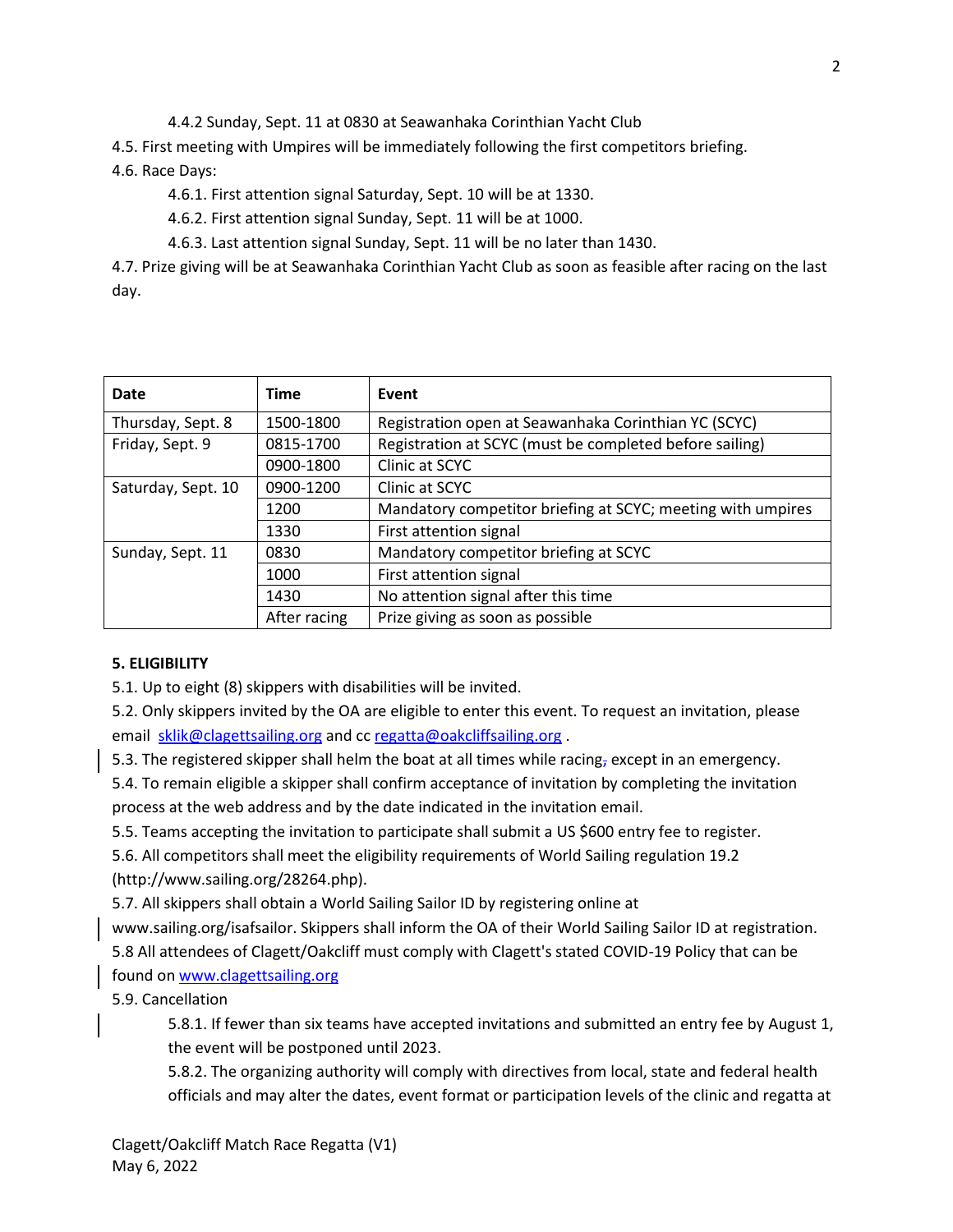4.4.2 Sunday, Sept. 11 at 0830 at Seawanhaka Corinthian Yacht Club

4.5. First meeting with Umpires will be immediately following the first competitors briefing.

4.6. Race Days:

4.6.1. First attention signal Saturday, Sept. 10 will be at 1330.

4.6.2. First attention signal Sunday, Sept. 11 will be at 1000.

4.6.3. Last attention signal Sunday, Sept. 11 will be no later than 1430.

4.7. Prize giving will be at Seawanhaka Corinthian Yacht Club as soon as feasible after racing on the last day.

| Date | Time | Event |
|---|---|---|
| Thursday, Sept. 8 | 1500-1800 | Registration open at Seawanhaka Corinthian YC (SCYC) |
| Friday, Sept. 9 | 0815-1700 | Registration at SCYC (must be completed before sailing) |
| | 0900-1800 | Clinic at SCYC |
| Saturday, Sept. 10 | 0900-1200 | Clinic at SCYC |
| | 1200 | Mandatory competitor briefing at SCYC; meeting with umpires |
| | 1330 | First attention signal |
| Sunday, Sept. 11 | 0830 | Mandatory competitor briefing at SCYC |
| | 1000 | First attention signal |
| | 1430 | No attention signal after this time |
| | After racing | Prize giving as soon as possible |

**5. ELIGIBILITY**

5.1. Up to eight (8) skippers with disabilities will be invited.

5.2. Only skippers invited by the OA are eligible to enter this event. To request an invitation, please email sklik@clagettsailing.org and cc regatta@oakcliffsailing.org .

5.3. The registered skipper shall helm the boat at all times while racing, except in an emergency.

5.4. To remain eligible a skipper shall confirm acceptance of invitation by completing the invitation process at the web address and by the date indicated in the invitation email.

5.5. Teams accepting the invitation to participate shall submit a US $600 entry fee to register.

5.6. All competitors shall meet the eligibility requirements of World Sailing regulation 19.2 (http://www.sailing.org/28264.php).

5.7. All skippers shall obtain a World Sailing Sailor ID by registering online at www.sailing.org/isafsailor. Skippers shall inform the OA of their World Sailing Sailor ID at registration.

5.8 All attendees of Clagett/Oakcliff must comply with Clagett's stated COVID-19 Policy that can be found on www.clagettsailing.org

5.9. Cancellation

5.8.1. If fewer than six teams have accepted invitations and submitted an entry fee by August 1, the event will be postponed until 2023.

5.8.2. The organizing authority will comply with directives from local, state and federal health officials and may alter the dates, event format or participation levels of the clinic and regatta at

Clagett/Oakcliff Match Race Regatta (V1)
May 6, 2022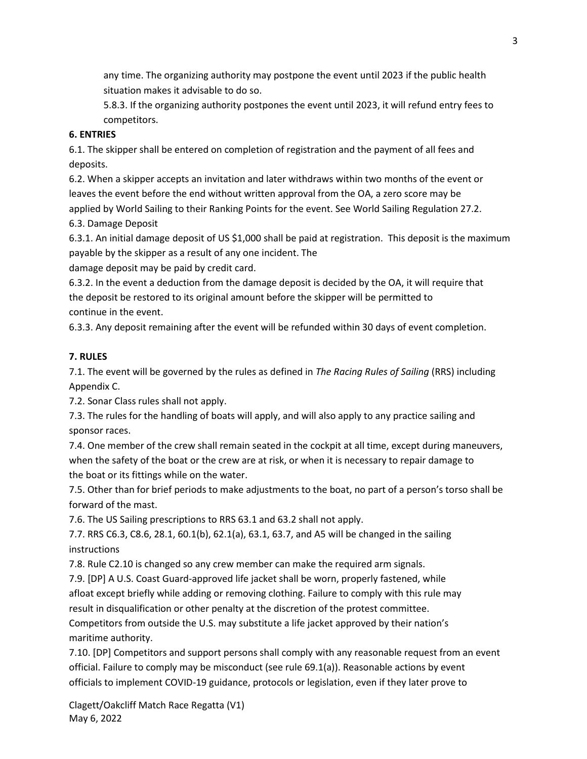any time. The organizing authority may postpone the event until 2023 if the public health situation makes it advisable to do so.

5.8.3. If the organizing authority postpones the event until 2023, it will refund entry fees to competitors.

**6. ENTRIES**

6.1. The skipper shall be entered on completion of registration and the payment of all fees and deposits.

6.2. When a skipper accepts an invitation and later withdraws within two months of the event or leaves the event before the end without written approval from the OA, a zero score may be applied by World Sailing to their Ranking Points for the event. See World Sailing Regulation 27.2.

6.3. Damage Deposit

6.3.1. An initial damage deposit of US $1,000 shall be paid at registration. This deposit is the maximum payable by the skipper as a result of any one incident. The damage deposit may be paid by credit card.

6.3.2. In the event a deduction from the damage deposit is decided by the OA, it will require that the deposit be restored to its original amount before the skipper will be permitted to continue in the event.

6.3.3. Any deposit remaining after the event will be refunded within 30 days of event completion.

**7. RULES**

7.1. The event will be governed by the rules as defined in *The Racing Rules of Sailing* (RRS) including Appendix C.

7.2. Sonar Class rules shall not apply.

7.3. The rules for the handling of boats will apply, and will also apply to any practice sailing and sponsor races.

7.4. One member of the crew shall remain seated in the cockpit at all time, except during maneuvers, when the safety of the boat or the crew are at risk, or when it is necessary to repair damage to the boat or its fittings while on the water.

7.5. Other than for brief periods to make adjustments to the boat, no part of a person's torso shall be forward of the mast.

7.6. The US Sailing prescriptions to RRS 63.1 and 63.2 shall not apply.

7.7. RRS C6.3, C8.6, 28.1, 60.1(b), 62.1(a), 63.1, 63.7, and A5 will be changed in the sailing instructions

7.8. Rule C2.10 is changed so any crew member can make the required arm signals.

7.9. [DP] A U.S. Coast Guard-approved life jacket shall be worn, properly fastened, while afloat except briefly while adding or removing clothing. Failure to comply with this rule may result in disqualification or other penalty at the discretion of the protest committee. Competitors from outside the U.S. may substitute a life jacket approved by their nation's maritime authority.

7.10. [DP] Competitors and support persons shall comply with any reasonable request from an event official. Failure to comply may be misconduct (see rule 69.1(a)). Reasonable actions by event officials to implement COVID-19 guidance, protocols or legislation, even if they later prove to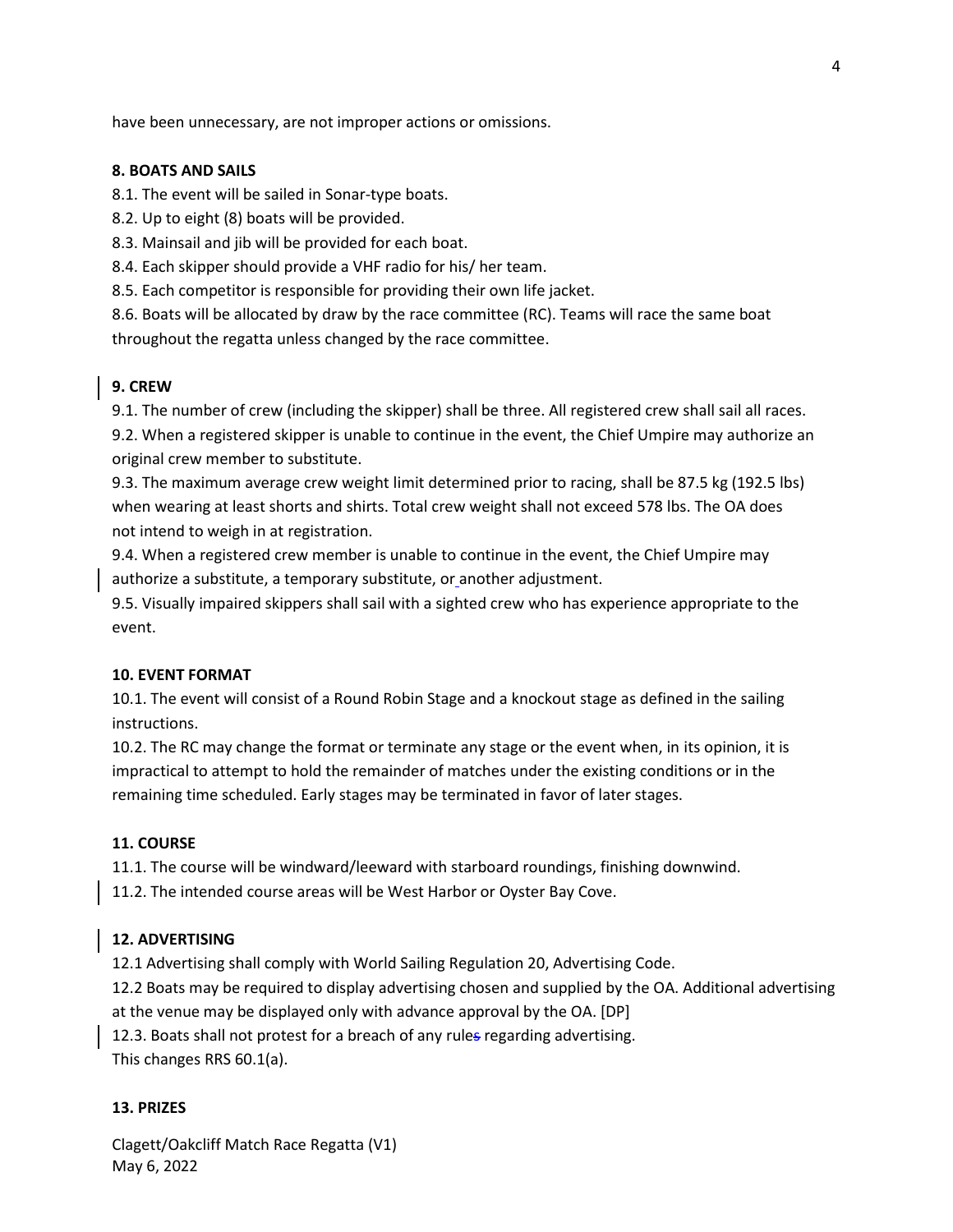have been unnecessary, are not improper actions or omissions.

**8. BOATS AND SAILS**

8.1. The event will be sailed in Sonar-type boats.

8.2. Up to eight (8) boats will be provided.

8.3. Mainsail and jib will be provided for each boat.

8.4. Each skipper should provide a VHF radio for his/ her team.

8.5. Each competitor is responsible for providing their own life jacket.

8.6. Boats will be allocated by draw by the race committee (RC). Teams will race the same boat throughout the regatta unless changed by the race committee.

**9. CREW**

9.1. The number of crew (including the skipper) shall be three. All registered crew shall sail all races.

9.2. When a registered skipper is unable to continue in the event, the Chief Umpire may authorize an original crew member to substitute.

9.3. The maximum average crew weight limit determined prior to racing, shall be 87.5 kg (192.5 lbs) when wearing at least shorts and shirts. Total crew weight shall not exceed 578 lbs. The OA does not intend to weigh in at registration.

9.4. When a registered crew member is unable to continue in the event, the Chief Umpire may authorize a substitute, a temporary substitute, or another adjustment.

9.5. Visually impaired skippers shall sail with a sighted crew who has experience appropriate to the event.

**10. EVENT FORMAT**

10.1. The event will consist of a Round Robin Stage and a knockout stage as defined in the sailing instructions.

10.2. The RC may change the format or terminate any stage or the event when, in its opinion, it is impractical to attempt to hold the remainder of matches under the existing conditions or in the remaining time scheduled. Early stages may be terminated in favor of later stages.

**11. COURSE**

11.1. The course will be windward/leeward with starboard roundings, finishing downwind.

11.2. The intended course areas will be West Harbor or Oyster Bay Cove.

**12. ADVERTISING**

12.1 Advertising shall comply with World Sailing Regulation 20, Advertising Code.

12.2 Boats may be required to display advertising chosen and supplied by the OA. Additional advertising at the venue may be displayed only with advance approval by the OA. [DP]

12.3. Boats shall not protest for a breach of any rule regarding advertising.
This changes RRS 60.1(a).

**13. PRIZES**

Clagett/Oakcliff Match Race Regatta (V1)
May 6, 2022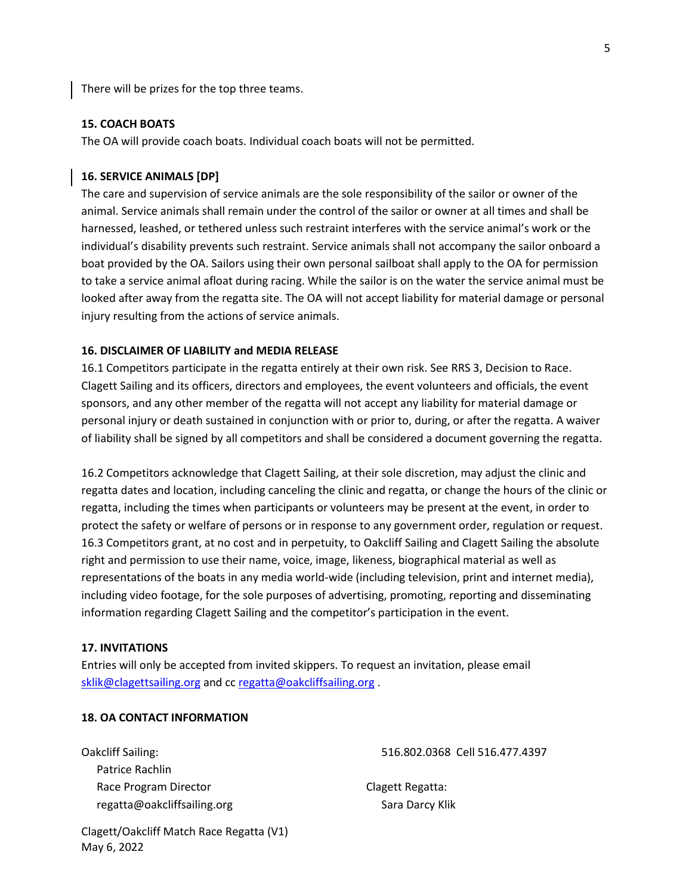There will be prizes for the top three teams.

**15. COACH BOATS**

The OA will provide coach boats. Individual coach boats will not be permitted.

**16. SERVICE ANIMALS [DP]**

The care and supervision of service animals are the sole responsibility of the sailor or owner of the animal. Service animals shall remain under the control of the sailor or owner at all times and shall be harnessed, leashed, or tethered unless such restraint interferes with the service animal's work or the individual's disability prevents such restraint. Service animals shall not accompany the sailor onboard a boat provided by the OA. Sailors using their own personal sailboat shall apply to the OA for permission to take a service animal afloat during racing. While the sailor is on the water the service animal must be looked after away from the regatta site. The OA will not accept liability for material damage or personal injury resulting from the actions of service animals.

**16. DISCLAIMER OF LIABILITY and MEDIA RELEASE**

16.1 Competitors participate in the regatta entirely at their own risk. See RRS 3, Decision to Race. Clagett Sailing and its officers, directors and employees, the event volunteers and officials, the event sponsors, and any other member of the regatta will not accept any liability for material damage or personal injury or death sustained in conjunction with or prior to, during, or after the regatta. A waiver of liability shall be signed by all competitors and shall be considered a document governing the regatta.

16.2 Competitors acknowledge that Clagett Sailing, at their sole discretion, may adjust the clinic and regatta dates and location, including canceling the clinic and regatta, or change the hours of the clinic or regatta, including the times when participants or volunteers may be present at the event, in order to protect the safety or welfare of persons or in response to any government order, regulation or request.
16.3 Competitors grant, at no cost and in perpetuity, to Oakcliff Sailing and Clagett Sailing the absolute right and permission to use their name, voice, image, likeness, biographical material as well as representations of the boats in any media world-wide (including television, print and internet media), including video footage, for the sole purposes of advertising, promoting, reporting and disseminating information regarding Clagett Sailing and the competitor's participation in the event.

**17. INVITATIONS**

Entries will only be accepted from invited skippers. To request an invitation, please email sklik@clagettsailing.org and cc regatta@oakcliffsailing.org .

**18. OA CONTACT INFORMATION**

Oakcliff Sailing:
Patrice Rachlin
Race Program Director
regatta@oakcliffsailing.org

Clagett Regatta:
Sara Darcy Klik
516.802.0368 Cell 516.477.4397

Clagett/Oakcliff Match Race Regatta (V1)
May 6, 2022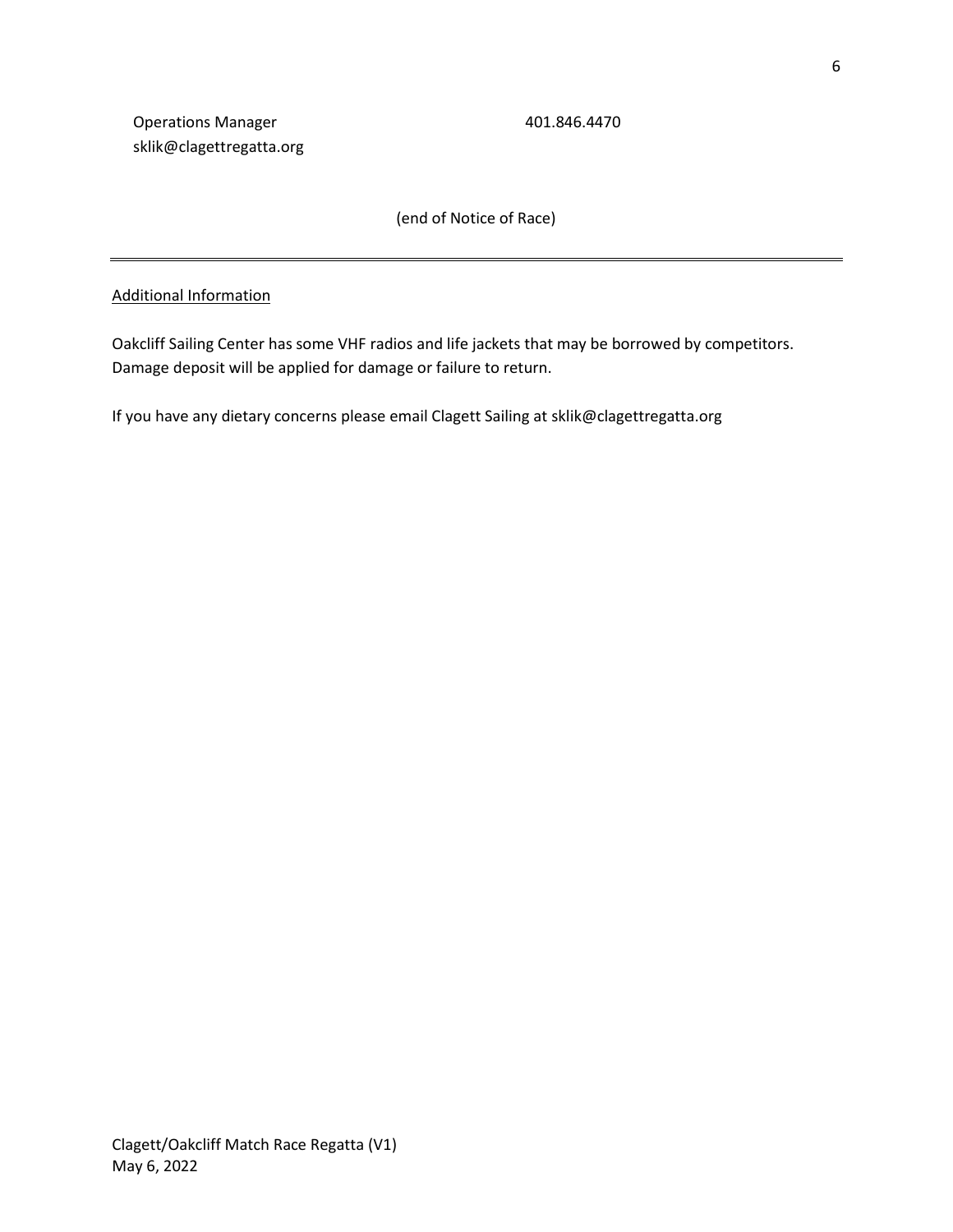Operations Manager 401.846.4470
sklik@clagettregatta.org

(end of Notice of Race)

---

<u>Additional Information</u>

Oakcliff Sailing Center has some VHF radios and life jackets that may be borrowed by competitors. Damage deposit will be applied for damage or failure to return.

If you have any dietary concerns please email Clagett Sailing at sklik@clagettregatta.org